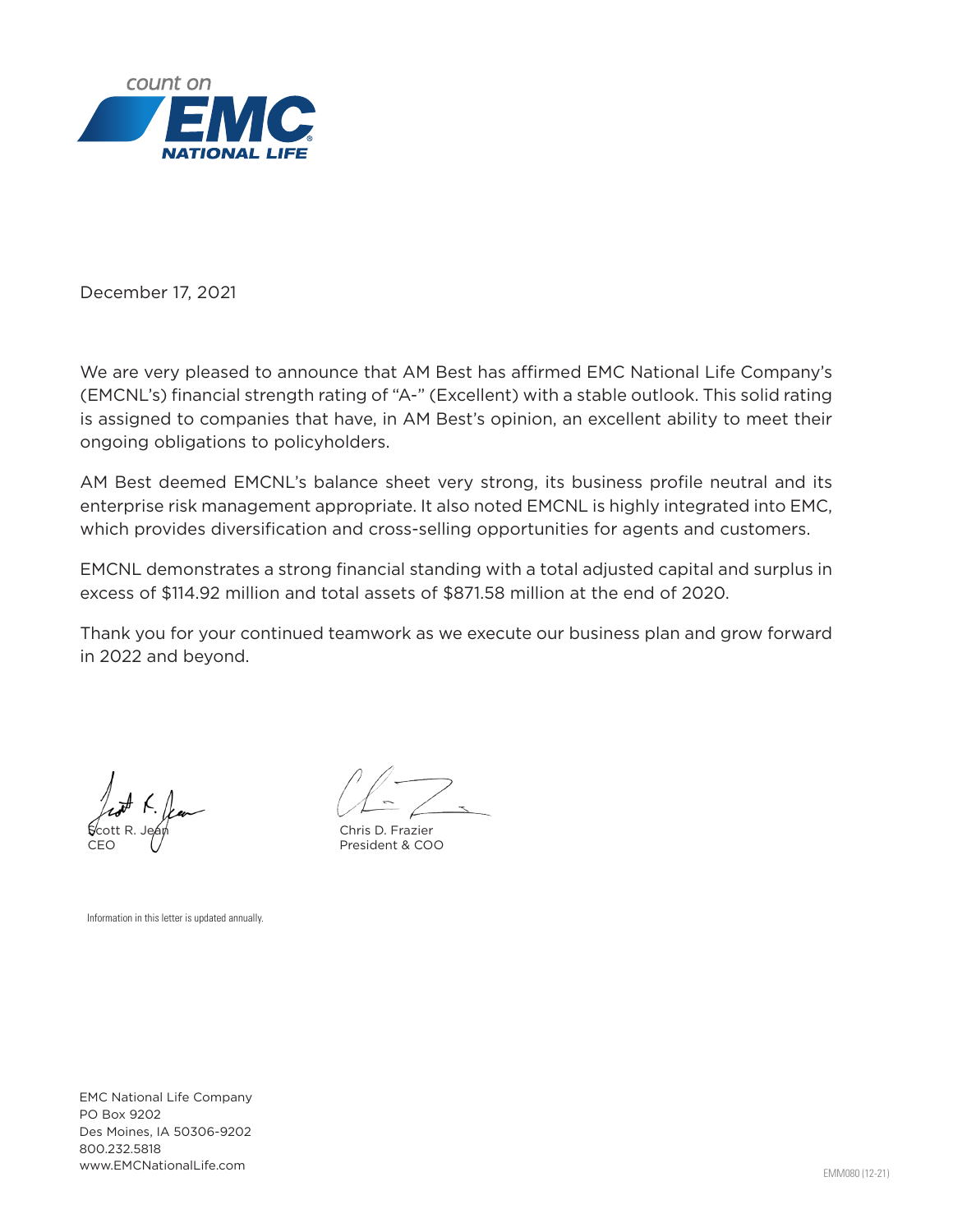count on

**EMC NATIONAL LIFE**

December 17, 2021

We are very pleased to announce that AM Best has affirmed EMC National Life Company's (EMCNL's) financial strength rating of "A-" (Excellent) with a stable outlook. This solid rating is assigned to companies that have, in AM Best's opinion, an excellent ability to meet their ongoing obligations to policyholders.

AM Best deemed EMCNL's balance sheet very strong, its business profile neutral and its enterprise risk management appropriate. It also noted EMCNL is highly integrated into EMC, which provides diversification and cross-selling opportunities for agents and customers.

EMCNL demonstrates a strong financial standing with a total adjusted capital and surplus in excess of $114.92 million and total assets of $871.58 million at the end of 2020.

Thank you for your continued teamwork as we execute our business plan and grow forward in 2022 and beyond.

Scott R. Jean
CEO

Chris D. Frazier
President & COO

Information in this letter is updated annually.

EMC National Life Company
PO Box 9202
Des Moines, IA 50306-9202
800.232.5818
www.EMCNationalLife.com

EMM080 (12-21)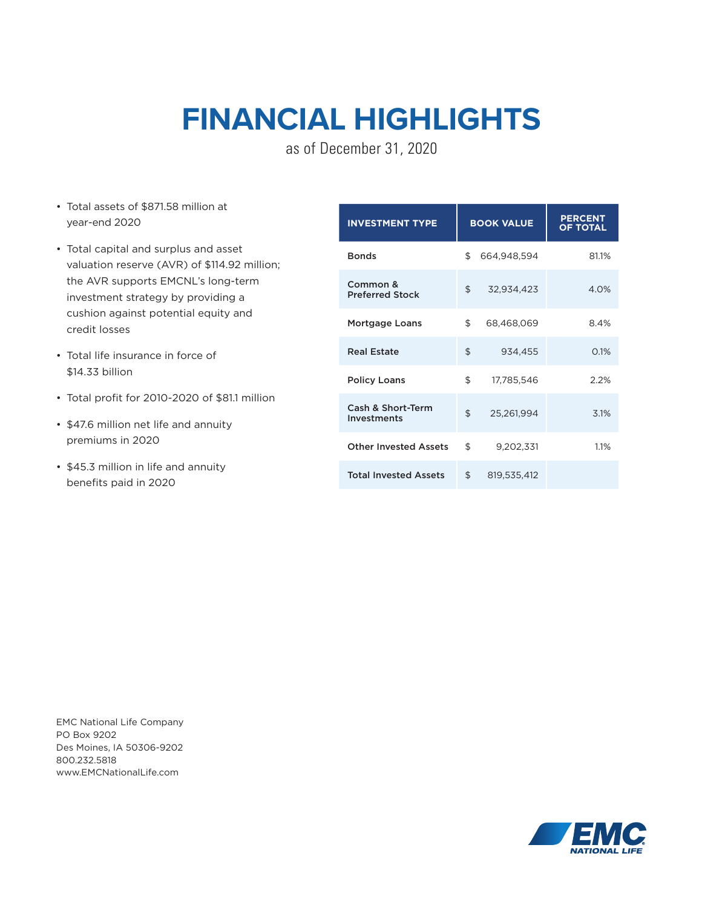# FINANCIAL HIGHLIGHTS

as of December 31, 2020

- Total assets of $871.58 million at year-end 2020
- Total capital and surplus and asset valuation reserve (AVR) of $114.92 million; the AVR supports EMCNL's long-term investment strategy by providing a cushion against potential equity and credit losses
- Total life insurance in force of $14.33 billion
- Total profit for 2010-2020 of $81.1 million
- $47.6 million net life and annuity premiums in 2020
- $45.3 million in life and annuity benefits paid in 2020

| INVESTMENT TYPE | BOOK VALUE | PERCENT OF TOTAL |
|---|---|---|
| Bonds | $ 664,948,594 | 81.1% |
| Common & Preferred Stock | $ 32,934,423 | 4.0% |
| Mortgage Loans | $ 68,468,069 | 8.4% |
| Real Estate | $ 934,455 | 0.1% |
| Policy Loans | $ 17,785,546 | 2.2% |
| Cash & Short-Term Investments | $ 25,261,994 | 3.1% |
| Other Invested Assets | $ 9,202,331 | 1.1% |
| Total Invested Assets | $ 819,535,412 | |

EMC National Life Company
PO Box 9202
Des Moines, IA 50306-9202
800.232.5818
www.EMCNationalLife.com

EMC NATIONAL LIFE